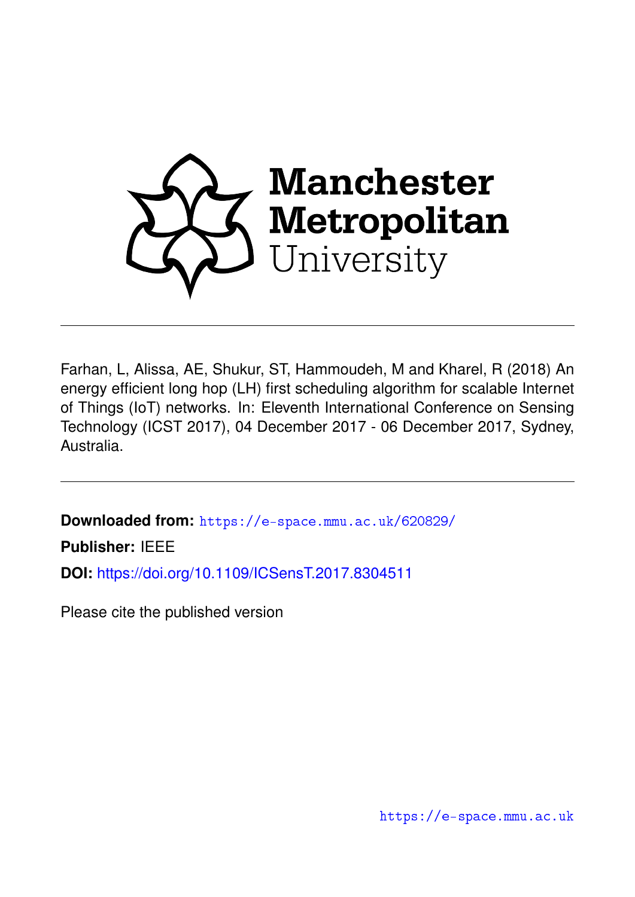Manchester Metropolitan University

Farhan, L, Alissa, AE, Shukur, ST, Hammoudeh, M and Kharel, R (2018) An energy efficient long hop (LH) first scheduling algorithm for scalable Internet of Things (IoT) networks. In: Eleventh International Conference on Sensing Technology (ICST 2017), 04 December 2017 - 06 December 2017, Sydney, Australia.

**Downloaded from:** https://e-space.mmu.ac.uk/620829/

**Publisher:** IEEE

**DOI:** https://doi.org/10.1109/ICSensT.2017.8304511

Please cite the published version

https://e-space.mmu.ac.uk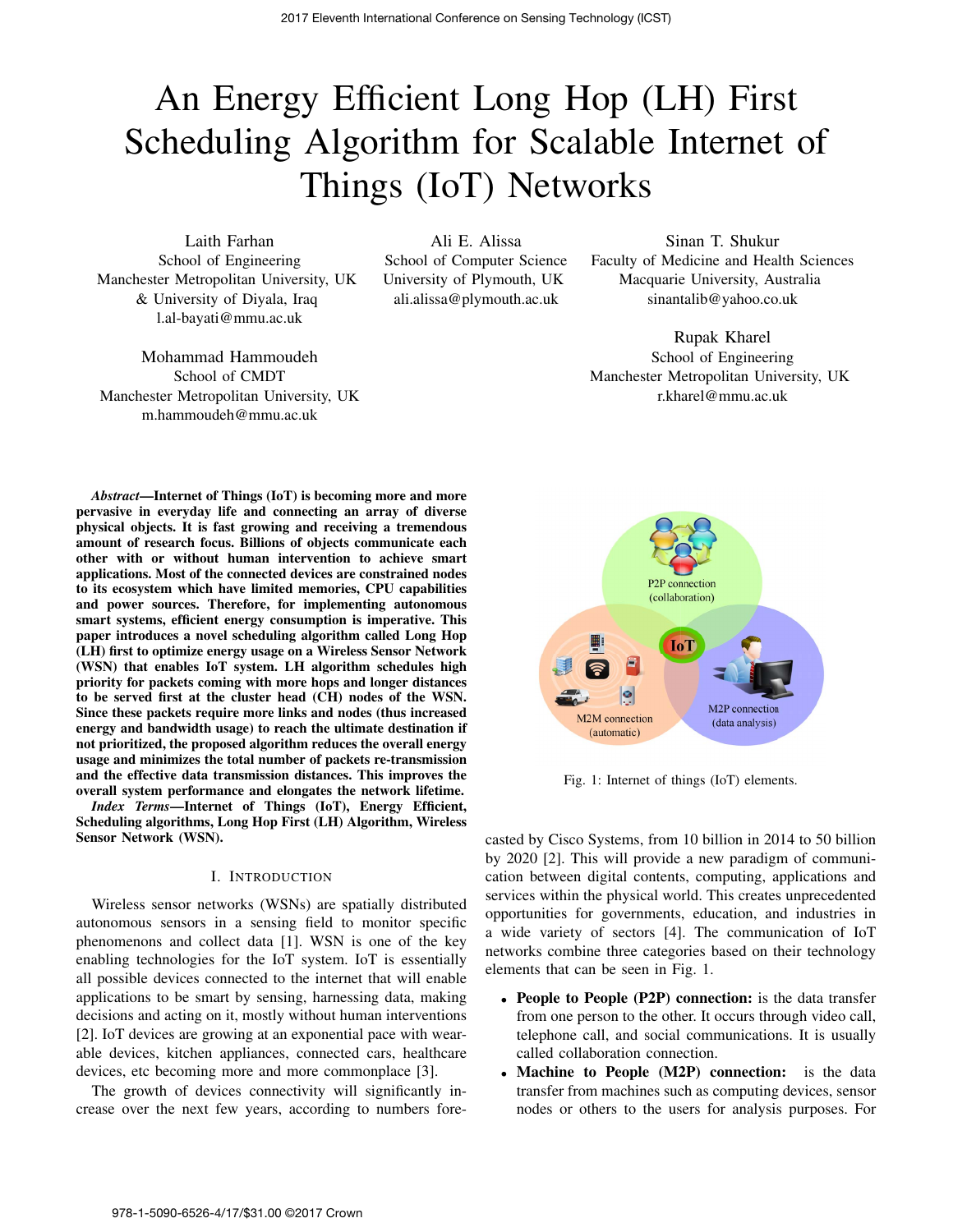# An Energy Efficient Long Hop (LH) First Scheduling Algorithm for Scalable Internet of Things (IoT) Networks

Laith Farhan
School of Engineering
Manchester Metropolitan University, UK
& University of Diyala, Iraq
l.al-bayati@mmu.ac.uk

Ali E. Alissa
School of Computer Science
University of Plymouth, UK
ali.alissa@plymouth.ac.uk

Sinan T. Shukur
Faculty of Medicine and Health Sciences
Macquarie University, Australia
sinantalib@yahoo.co.uk

Mohammad Hammoudeh
School of CMDT
Manchester Metropolitan University, UK
m.hammoudeh@mmu.ac.uk

Rupak Kharel
School of Engineering
Manchester Metropolitan University, UK
r.kharel@mmu.ac.uk

***Abstract*—Internet of Things (IoT) is becoming more and more pervasive in everyday life and connecting an array of diverse physical objects. It is fast growing and receiving a tremendous amount of research focus. Billions of objects communicate each other with or without human intervention to achieve smart applications. Most of the connected devices are constrained nodes to its ecosystem which have limited memories, CPU capabilities and power sources. Therefore, for implementing autonomous smart systems, efficient energy consumption is imperative. This paper introduces a novel scheduling algorithm called Long Hop (LH) first to optimize energy usage on a Wireless Sensor Network (WSN) that enables IoT system. LH algorithm schedules high priority for packets coming with more hops and longer distances to be served first at the cluster head (CH) nodes of the WSN. Since these packets require more links and nodes (thus increased energy and bandwidth usage) to reach the ultimate destination if not prioritized, the proposed algorithm reduces the overall energy usage and minimizes the total number of packets re-transmission and the effective data transmission distances. This improves the overall system performance and elongates the network lifetime.**

***Index Terms*—Internet of Things (IoT), Energy Efficient, Scheduling algorithms, Long Hop First (LH) Algorithm, Wireless Sensor Network (WSN).**

## I. Introduction

Wireless sensor networks (WSNs) are spatially distributed autonomous sensors in a sensing field to monitor specific phenomenons and collect data [1]. WSN is one of the key enabling technologies for the IoT system. IoT is essentially all possible devices connected to the internet that will enable applications to be smart by sensing, harnessing data, making decisions and acting on it, mostly without human interventions [2]. IoT devices are growing at an exponential pace with wearable devices, kitchen appliances, connected cars, healthcare devices, etc becoming more and more commonplace [3].

The growth of devices connectivity will significantly increase over the next few years, according to numbers forecasted by Cisco Systems, from 10 billion in 2014 to 50 billion by 2020 [2]. This will provide a new paradigm of communication between digital contents, computing, applications and services within the physical world. This creates unprecedented opportunities for governments, education, and industries in a wide variety of sectors [4]. The communication of IoT networks combine three categories based on their technology elements that can be seen in Fig. 1.

Fig. 1: Internet of things (IoT) elements.

- **People to People (P2P) connection:** is the data transfer from one person to the other. It occurs through video call, telephone call, and social communications. It is usually called collaboration connection.
- **Machine to People (M2P) connection:** is the data transfer from machines such as computing devices, sensor nodes or others to the users for analysis purposes. For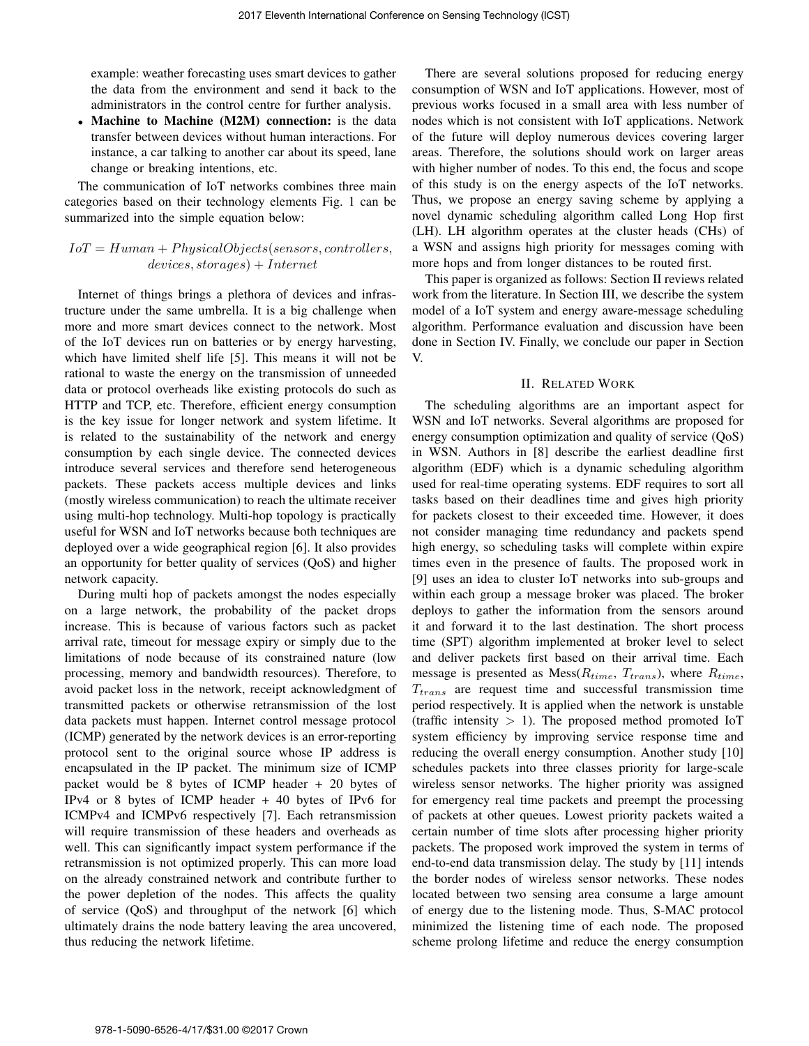example: weather forecasting uses smart devices to gather the data from the environment and send it back to the administrators in the control centre for further analysis.

- **Machine to Machine (M2M) connection:** is the data transfer between devices without human interactions. For instance, a car talking to another car about its speed, lane change or breaking intentions, etc.

The communication of IoT networks combines three main categories based on their technology elements Fig. 1 can be summarized into the simple equation below:

$$IoT = Human + PhysicalObjects(sensors, controllers, devices, storages) + Internet$$

Internet of things brings a plethora of devices and infrastructure under the same umbrella. It is a big challenge when more and more smart devices connect to the network. Most of the IoT devices run on batteries or by energy harvesting, which have limited shelf life [5]. This means it will not be rational to waste the energy on the transmission of unneeded data or protocol overheads like existing protocols do such as HTTP and TCP, etc. Therefore, efficient energy consumption is the key issue for longer network and system lifetime. It is related to the sustainability of the network and energy consumption by each single device. The connected devices introduce several services and therefore send heterogeneous packets. These packets access multiple devices and links (mostly wireless communication) to reach the ultimate receiver using multi-hop technology. Multi-hop topology is practically useful for WSN and IoT networks because both techniques are deployed over a wide geographical region [6]. It also provides an opportunity for better quality of services (QoS) and higher network capacity.

During multi hop of packets amongst the nodes especially on a large network, the probability of the packet drops increase. This is because of various factors such as packet arrival rate, timeout for message expiry or simply due to the limitations of node because of its constrained nature (low processing, memory and bandwidth resources). Therefore, to avoid packet loss in the network, receipt acknowledgment of transmitted packets or otherwise retransmission of the lost data packets must happen. Internet control message protocol (ICMP) generated by the network devices is an error-reporting protocol sent to the original source whose IP address is encapsulated in the IP packet. The minimum size of ICMP packet would be 8 bytes of ICMP header + 20 bytes of IPv4 or 8 bytes of ICMP header + 40 bytes of IPv6 for ICMPv4 and ICMPv6 respectively [7]. Each retransmission will require transmission of these headers and overheads as well. This can significantly impact system performance if the retransmission is not optimized properly. This can more load on the already constrained network and contribute further to the power depletion of the nodes. This affects the quality of service (QoS) and throughput of the network [6] which ultimately drains the node battery leaving the area uncovered, thus reducing the network lifetime.

There are several solutions proposed for reducing energy consumption of WSN and IoT applications. However, most of previous works focused in a small area with less number of nodes which is not consistent with IoT applications. Network of the future will deploy numerous devices covering larger areas. Therefore, the solutions should work on larger areas with higher number of nodes. To this end, the focus and scope of this study is on the energy aspects of the IoT networks. Thus, we propose an energy saving scheme by applying a novel dynamic scheduling algorithm called Long Hop first (LH). LH algorithm operates at the cluster heads (CHs) of a WSN and assigns high priority for messages coming with more hops and from longer distances to be routed first.

This paper is organized as follows: Section II reviews related work from the literature. In Section III, we describe the system model of a IoT system and energy aware-message scheduling algorithm. Performance evaluation and discussion have been done in Section IV. Finally, we conclude our paper in Section V.

## II. Related Work

The scheduling algorithms are an important aspect for WSN and IoT networks. Several algorithms are proposed for energy consumption optimization and quality of service (QoS) in WSN. Authors in [8] describe the earliest deadline first algorithm (EDF) which is a dynamic scheduling algorithm used for real-time operating systems. EDF requires to sort all tasks based on their deadlines time and gives high priority for packets closest to their exceeded time. However, it does not consider managing time redundancy and packets spend high energy, so scheduling tasks will complete within expire times even in the presence of faults. The proposed work in [9] uses an idea to cluster IoT networks into sub-groups and within each group a message broker was placed. The broker deploys to gather the information from the sensors around it and forward it to the last destination. The short process time (SPT) algorithm implemented at broker level to select and deliver packets first based on their arrival time. Each message is presented as Mess($R_{time}$, $T_{trans}$), where $R_{time}$, $T_{trans}$ are request time and successful transmission time period respectively. It is applied when the network is unstable (traffic intensity $> 1$). The proposed method promoted IoT system efficiency by improving service response time and reducing the overall energy consumption. Another study [10] schedules packets into three classes priority for large-scale wireless sensor networks. The higher priority was assigned for emergency real time packets and preempt the processing of packets at other queues. Lowest priority packets waited a certain number of time slots after processing higher priority packets. The proposed work improved the system in terms of end-to-end data transmission delay. The study by [11] intends the border nodes of wireless sensor networks. These nodes located between two sensing area consume a large amount of energy due to the listening mode. Thus, S-MAC protocol minimized the listening time of each node. The proposed scheme prolong lifetime and reduce the energy consumption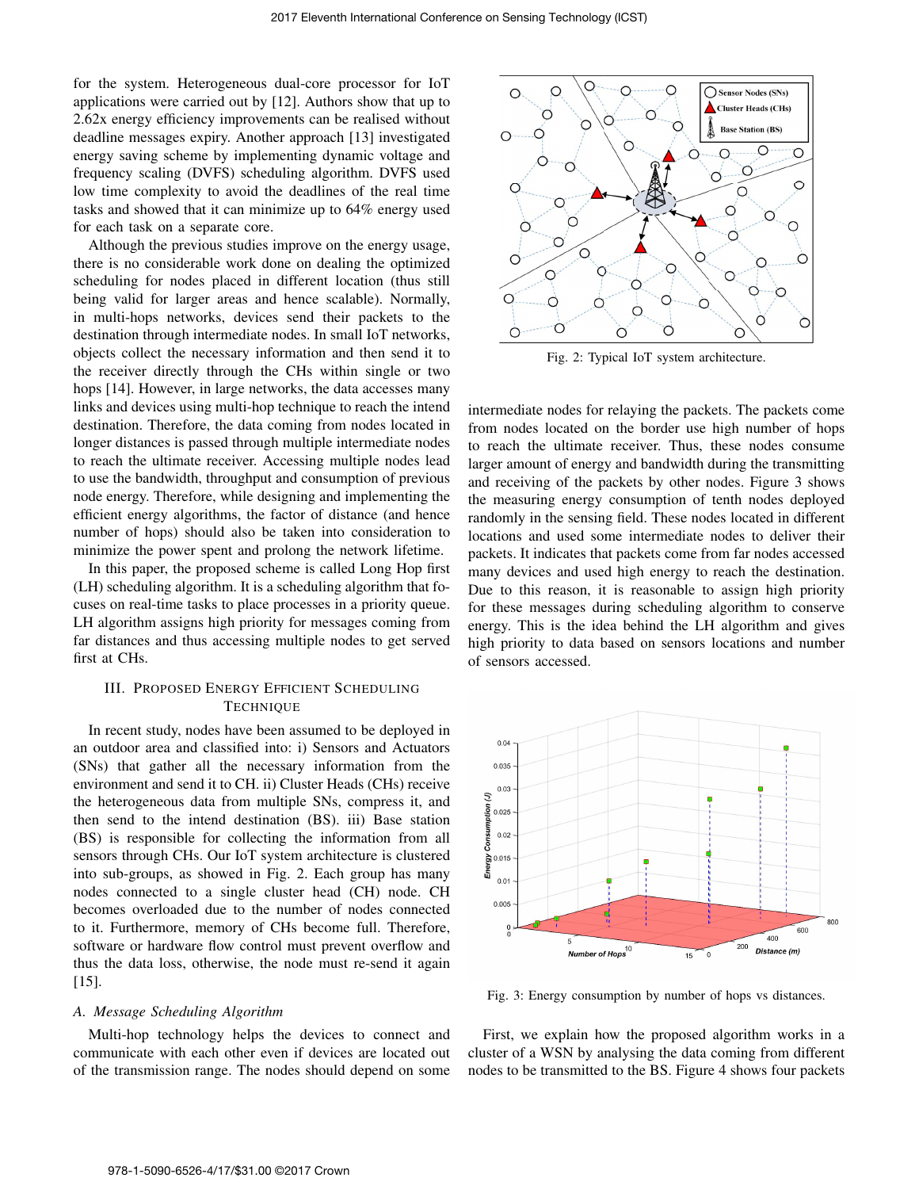for the system. Heterogeneous dual-core processor for IoT applications were carried out by [12]. Authors show that up to 2.62x energy efficiency improvements can be realised without deadline messages expiry. Another approach [13] investigated energy saving scheme by implementing dynamic voltage and frequency scaling (DVFS) scheduling algorithm. DVFS used low time complexity to avoid the deadlines of the real time tasks and showed that it can minimize up to 64% energy used for each task on a separate core.

Although the previous studies improve on the energy usage, there is no considerable work done on dealing the optimized scheduling for nodes placed in different location (thus still being valid for larger areas and hence scalable). Normally, in multi-hops networks, devices send their packets to the destination through intermediate nodes. In small IoT networks, objects collect the necessary information and then send it to the receiver directly through the CHs within single or two hops [14]. However, in large networks, the data accesses many links and devices using multi-hop technique to reach the intend destination. Therefore, the data coming from nodes located in longer distances is passed through multiple intermediate nodes to reach the ultimate receiver. Accessing multiple nodes lead to use the bandwidth, throughput and consumption of previous node energy. Therefore, while designing and implementing the efficient energy algorithms, the factor of distance (and hence number of hops) should also be taken into consideration to minimize the power spent and prolong the network lifetime.

In this paper, the proposed scheme is called Long Hop first (LH) scheduling algorithm. It is a scheduling algorithm that focuses on real-time tasks to place processes in a priority queue. LH algorithm assigns high priority for messages coming from far distances and thus accessing multiple nodes to get served first at CHs.

## III. Proposed Energy Efficient Scheduling Technique

In recent study, nodes have been assumed to be deployed in an outdoor area and classified into: i) Sensors and Actuators (SNs) that gather all the necessary information from the environment and send it to CH. ii) Cluster Heads (CHs) receive the heterogeneous data from multiple SNs, compress it, and then send to the intend destination (BS). iii) Base station (BS) is responsible for collecting the information from all sensors through CHs. Our IoT system architecture is clustered into sub-groups, as showed in Fig. 2. Each group has many nodes connected to a single cluster head (CH) node. CH becomes overloaded due to the number of nodes connected to it. Furthermore, memory of CHs become full. Therefore, software or hardware flow control must prevent overflow and thus the data loss, otherwise, the node must re-send it again [15].

### A. Message Scheduling Algorithm

Multi-hop technology helps the devices to connect and communicate with each other even if devices are located out of the transmission range. The nodes should depend on some intermediate nodes for relaying the packets. The packets come from nodes located on the border use high number of hops to reach the ultimate receiver. Thus, these nodes consume larger amount of energy and bandwidth during the transmitting and receiving of the packets by other nodes. Figure 3 shows the measuring energy consumption of tenth nodes deployed randomly in the sensing field. These nodes located in different locations and used some intermediate nodes to deliver their packets. It indicates that packets come from far nodes accessed many devices and used high energy to reach the destination. Due to this reason, it is reasonable to assign high priority for these messages during scheduling algorithm to conserve energy. This is the idea behind the LH algorithm and gives high priority to data based on sensors locations and number of sensors accessed.

Fig. 2: Typical IoT system architecture.

Fig. 3: Energy consumption by number of hops vs distances.

First, we explain how the proposed algorithm works in a cluster of a WSN by analysing the data coming from different nodes to be transmitted to the BS. Figure 4 shows four packets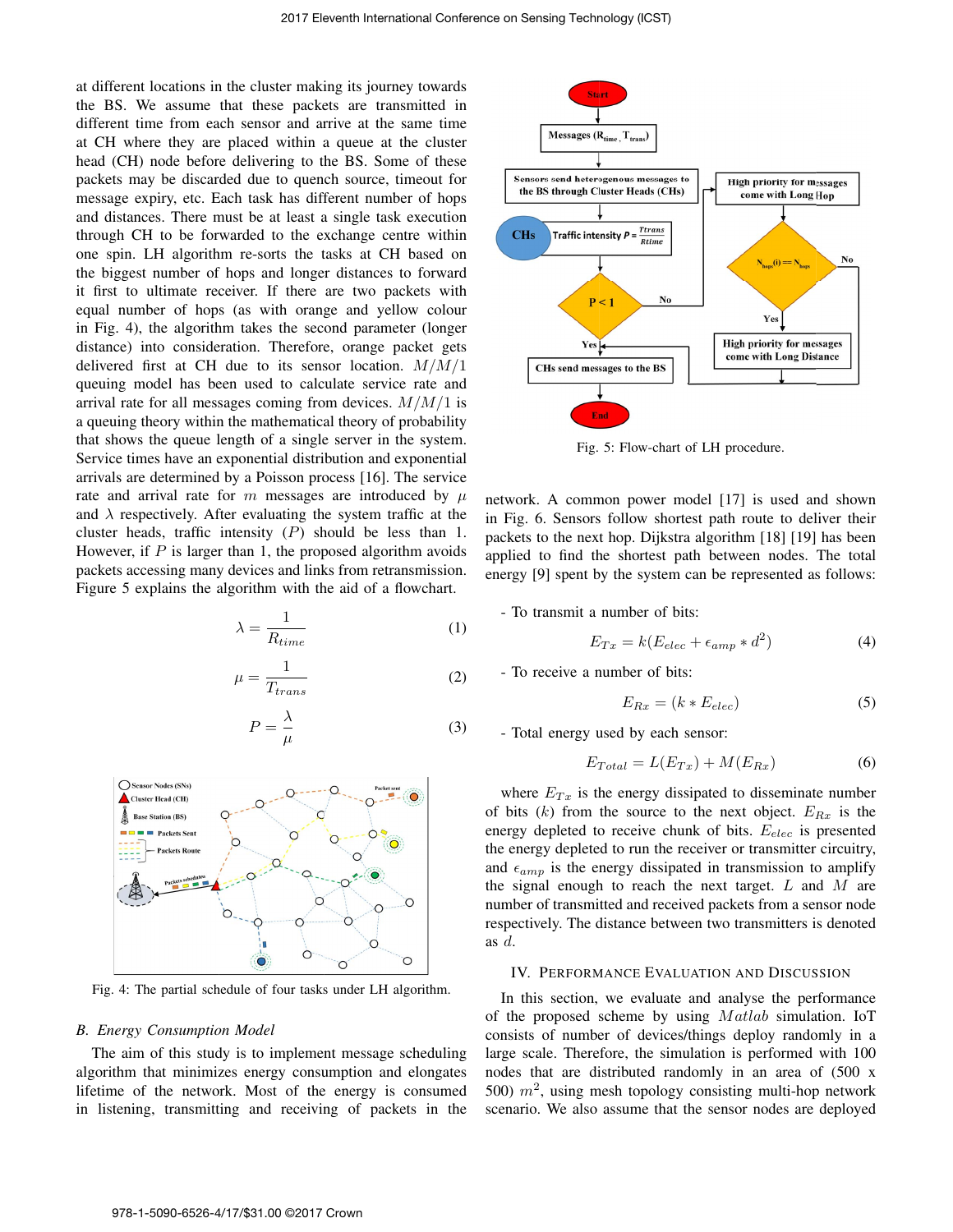at different locations in the cluster making its journey towards the BS. We assume that these packets are transmitted in different time from each sensor and arrive at the same time at CH where they are placed within a queue at the cluster head (CH) node before delivering to the BS. Some of these packets may be discarded due to quench source, timeout for message expiry, etc. Each task has different number of hops and distances. There must be at least a single task execution through CH to be forwarded to the exchange centre within one spin. LH algorithm re-sorts the tasks at CH based on the biggest number of hops and longer distances to forward it first to ultimate receiver. If there are two packets with equal number of hops (as with orange and yellow colour in Fig. 4), the algorithm takes the second parameter (longer distance) into consideration. Therefore, orange packet gets delivered first at CH due to its sensor location. $M/M/1$ queuing model has been used to calculate service rate and arrival rate for all messages coming from devices. $M/M/1$ is a queuing theory within the mathematical theory of probability that shows the queue length of a single server in the system. Service times have an exponential distribution and exponential arrivals are determined by a Poisson process [16]. The service rate and arrival rate for $m$ messages are introduced by $\mu$ and $\lambda$ respectively. After evaluating the system traffic at the cluster heads, traffic intensity ($P$) should be less than 1. However, if $P$ is larger than 1, the proposed algorithm avoids packets accessing many devices and links from retransmission. Figure 5 explains the algorithm with the aid of a flowchart.

$$\lambda = \frac{1}{R_{time}} \tag{1}$$

$$\mu = \frac{1}{T_{trans}} \tag{2}$$

$$P = \frac{\lambda}{\mu} \tag{3}$$

Fig. 4: The partial schedule of four tasks under LH algorithm.

Fig. 5: Flow-chart of LH procedure.

### B. Energy Consumption Model

The aim of this study is to implement message scheduling algorithm that minimizes energy consumption and elongates lifetime of the network. Most of the energy is consumed in listening, transmitting and receiving of packets in the network. A common power model [17] is used and shown in Fig. 6. Sensors follow shortest path route to deliver their packets to the next hop. Dijkstra algorithm [18] [19] has been applied to find the shortest path between nodes. The total energy [9] spent by the system can be represented as follows:

- To transmit a number of bits:

$$E_{Tx} = k(E_{elec} + \epsilon_{amp} * d^2) \tag{4}$$

- To receive a number of bits:

$$E_{Rx} = (k * E_{elec}) \tag{5}$$

- Total energy used by each sensor:

$$E_{Total} = L(E_{Tx}) + M(E_{Rx}) \tag{6}$$

where $E_{Tx}$ is the energy dissipated to disseminate number of bits ($k$) from the source to the next object. $E_{Rx}$ is the energy depleted to receive chunk of bits. $E_{elec}$ is presented the energy depleted to run the receiver or transmitter circuitry, and $\epsilon_{amp}$ is the energy dissipated in transmission to amplify the signal enough to reach the next target. $L$ and $M$ are number of transmitted and received packets from a sensor node respectively. The distance between two transmitters is denoted as $d$.

## IV. Performance Evaluation and Discussion

In this section, we evaluate and analyse the performance of the proposed scheme by using $Matlab$ simulation. IoT consists of number of devices/things deploy randomly in a large scale. Therefore, the simulation is performed with 100 nodes that are distributed randomly in an area of (500 x 500) $m^2$, using mesh topology consisting multi-hop network scenario. We also assume that the sensor nodes are deployed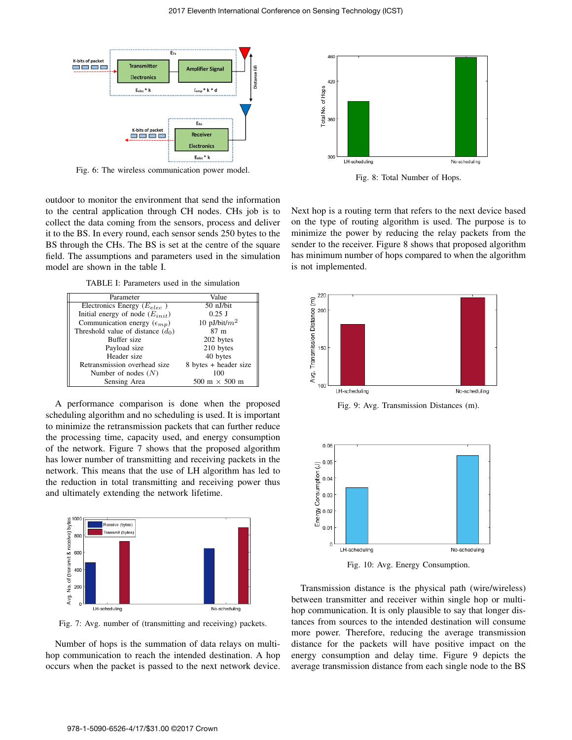Fig. 6: The wireless communication power model.

outdoor to monitor the environment that send the information to the central application through CH nodes. CHs job is to collect the data coming from the sensors, process and deliver it to the BS. In every round, each sensor sends 250 bytes to the BS through the CHs. The BS is set at the centre of the square field. The assumptions and parameters used in the simulation model are shown in the table I.

TABLE I: Parameters used in the simulation

| Parameter | Value |
|---|---|
| Electronics Energy ($E_{elec}$ ) | 50 nJ/bit |
| Initial energy of node ($E_{init}$) | 0.25 J |
| Communication energy ($\epsilon_{mp}$) | 10 pJ/bit/$m^2$ |
| Threshold value of distance ($d_0$) | 87 m |
| Buffer size | 202 bytes |
| Payload size | 210 bytes |
| Header size | 40 bytes |
| Retransmission overhead size | 8 bytes + header size |
| Number of nodes ($N$) | 100 |
| Sensing Area | 500 m × 500 m |

A performance comparison is done when the proposed scheduling algorithm and no scheduling is used. It is important to minimize the retransmission packets that can further reduce the processing time, capacity used, and energy consumption of the network. Figure 7 shows that the proposed algorithm has lower number of transmitting and receiving packets in the network. This means that the use of LH algorithm has led to the reduction in total transmitting and receiving power thus and ultimately extending the network lifetime.

Fig. 7: Avg. number of (transmitting and receiving) packets.

Number of hops is the summation of data relays on multi-hop communication to reach the intended destination. A hop occurs when the packet is passed to the next network device.

Fig. 8: Total Number of Hops.

Next hop is a routing term that refers to the next device based on the type of routing algorithm is used. The purpose is to minimize the power by reducing the relay packets from the sender to the receiver. Figure 8 shows that proposed algorithm has minimum number of hops compared to when the algorithm is not implemented.

Fig. 9: Avg. Transmission Distances (m).

Fig. 10: Avg. Energy Consumption.

Transmission distance is the physical path (wire/wireless) between transmitter and receiver within single hop or multi-hop communication. It is only plausible to say that longer distances from sources to the intended destination will consume more power. Therefore, reducing the average transmission distance for the packets will have positive impact on the energy consumption and delay time. Figure 9 depicts the average transmission distance from each single node to the BS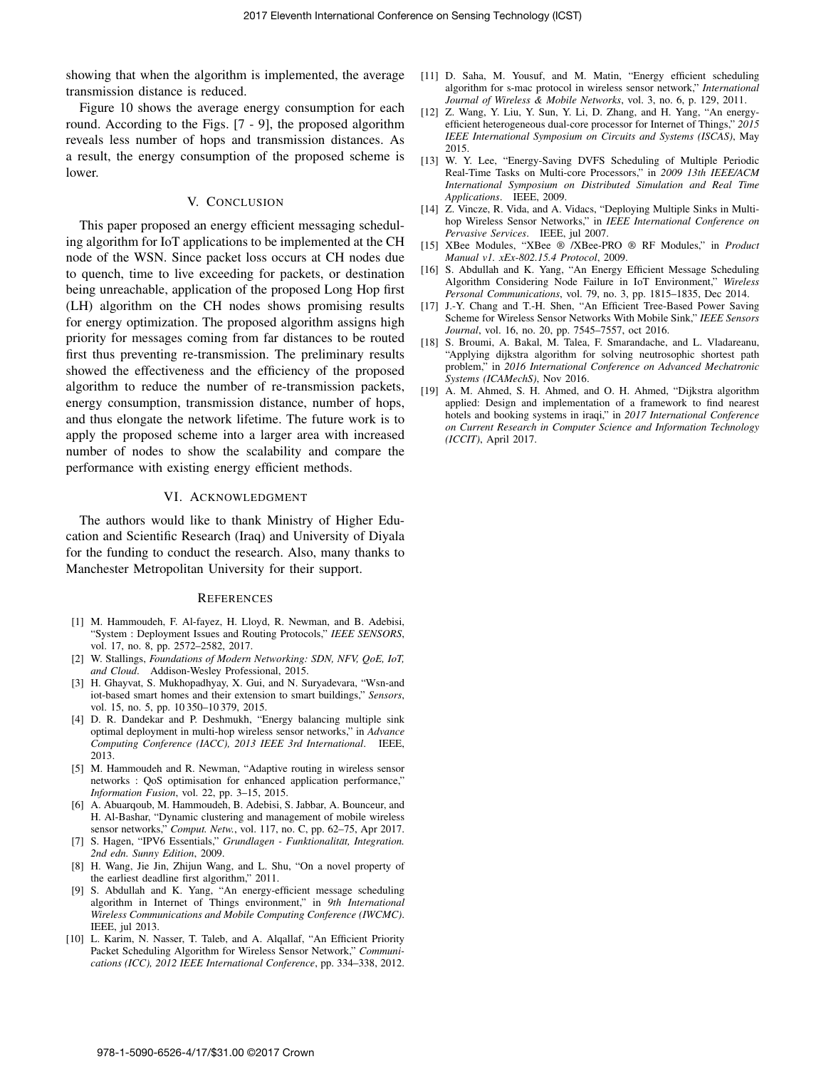showing that when the algorithm is implemented, the average transmission distance is reduced.

Figure 10 shows the average energy consumption for each round. According to the Figs. [7 - 9], the proposed algorithm reveals less number of hops and transmission distances. As a result, the energy consumption of the proposed scheme is lower.

## V. Conclusion

This paper proposed an energy efficient messaging scheduling algorithm for IoT applications to be implemented at the CH node of the WSN. Since packet loss occurs at CH nodes due to quench, time to live exceeding for packets, or destination being unreachable, application of the proposed Long Hop first (LH) algorithm on the CH nodes shows promising results for energy optimization. The proposed algorithm assigns high priority for messages coming from far distances to be routed first thus preventing re-transmission. The preliminary results showed the effectiveness and the efficiency of the proposed algorithm to reduce the number of re-transmission packets, energy consumption, transmission distance, number of hops, and thus elongate the network lifetime. The future work is to apply the proposed scheme into a larger area with increased number of nodes to show the scalability and compare the performance with existing energy efficient methods.

## VI. Acknowledgment

The authors would like to thank Ministry of Higher Education and Scientific Research (Iraq) and University of Diyala for the funding to conduct the research. Also, many thanks to Manchester Metropolitan University for their support.

## References

[1] M. Hammoudeh, F. Al-fayez, H. Lloyd, R. Newman, and B. Adebisi, "System : Deployment Issues and Routing Protocols," *IEEE SENSORS*, vol. 17, no. 8, pp. 2572–2582, 2017.

[2] W. Stallings, *Foundations of Modern Networking: SDN, NFV, QoE, IoT, and Cloud*. Addison-Wesley Professional, 2015.

[3] H. Ghayvat, S. Mukhopadhyay, X. Gui, and N. Suryadevara, "Wsn-and iot-based smart homes and their extension to smart buildings," *Sensors*, vol. 15, no. 5, pp. 10 350–10 379, 2015.

[4] D. R. Dandekar and P. Deshmukh, "Energy balancing multiple sink optimal deployment in multi-hop wireless sensor networks," in *Advance Computing Conference (IACC), 2013 IEEE 3rd International*. IEEE, 2013.

[5] M. Hammoudeh and R. Newman, "Adaptive routing in wireless sensor networks : QoS optimisation for enhanced application performance," *Information Fusion*, vol. 22, pp. 3–15, 2015.

[6] A. Abuarqoub, M. Hammoudeh, B. Adebisi, S. Jabbar, A. Bounceur, and H. Al-Bashar, "Dynamic clustering and management of mobile wireless sensor networks," *Comput. Netw.*, vol. 117, no. C, pp. 62–75, Apr 2017.

[7] S. Hagen, "IPV6 Essentials," *Grundlagen - Funktionalität, Integration. 2nd edn. Sunny Edition*, 2009.

[8] H. Wang, Jie Jin, Zhijun Wang, and L. Shu, "On a novel property of the earliest deadline first algorithm," 2011.

[9] S. Abdullah and K. Yang, "An energy-efficient message scheduling algorithm in Internet of Things environment," in *9th International Wireless Communications and Mobile Computing Conference (IWCMC)*. IEEE, jul 2013.

[10] L. Karim, N. Nasser, T. Taleb, and A. Alqallaf, "An Efficient Priority Packet Scheduling Algorithm for Wireless Sensor Network," *Communications (ICC), 2012 IEEE International Conference*, pp. 334–338, 2012.

[11] D. Saha, M. Yousuf, and M. Matin, "Energy efficient scheduling algorithm for s-mac protocol in wireless sensor network," *International Journal of Wireless & Mobile Networks*, vol. 3, no. 6, p. 129, 2011.

[12] Z. Wang, Y. Liu, Y. Sun, Y. Li, D. Zhang, and H. Yang, "An energy-efficient heterogeneous dual-core processor for Internet of Things," *2015 IEEE International Symposium on Circuits and Systems (ISCAS)*, May 2015.

[13] W. Y. Lee, "Energy-Saving DVFS Scheduling of Multiple Periodic Real-Time Tasks on Multi-core Processors," in *2009 13th IEEE/ACM International Symposium on Distributed Simulation and Real Time Applications*. IEEE, 2009.

[14] Z. Vincze, R. Vida, and A. Vidacs, "Deploying Multiple Sinks in Multi-hop Wireless Sensor Networks," in *IEEE International Conference on Pervasive Services*. IEEE, jul 2007.

[15] XBee Modules, "XBee ® /XBee-PRO ® RF Modules," in *Product Manual v1. xEx-802.15.4 Protocol*, 2009.

[16] S. Abdullah and K. Yang, "An Energy Efficient Message Scheduling Algorithm Considering Node Failure in IoT Environment," *Wireless Personal Communications*, vol. 79, no. 3, pp. 1815–1835, Dec 2014.

[17] J.-Y. Chang and T.-H. Shen, "An Efficient Tree-Based Power Saving Scheme for Wireless Sensor Networks With Mobile Sink," *IEEE Sensors Journal*, vol. 16, no. 20, pp. 7545–7557, oct 2016.

[18] S. Broumi, A. Bakal, M. Talea, F. Smarandache, and L. Vladareanu, "Applying dijkstra algorithm for solving neutrosophic shortest path problem," in *2016 International Conference on Advanced Mechatronic Systems (ICAMechS)*, Nov 2016.

[19] A. M. Ahmed, S. H. Ahmed, and O. H. Ahmed, "Dijkstra algorithm applied: Design and implementation of a framework to find nearest hotels and booking systems in iraqi," in *2017 International Conference on Current Research in Computer Science and Information Technology (ICCIT)*, April 2017.